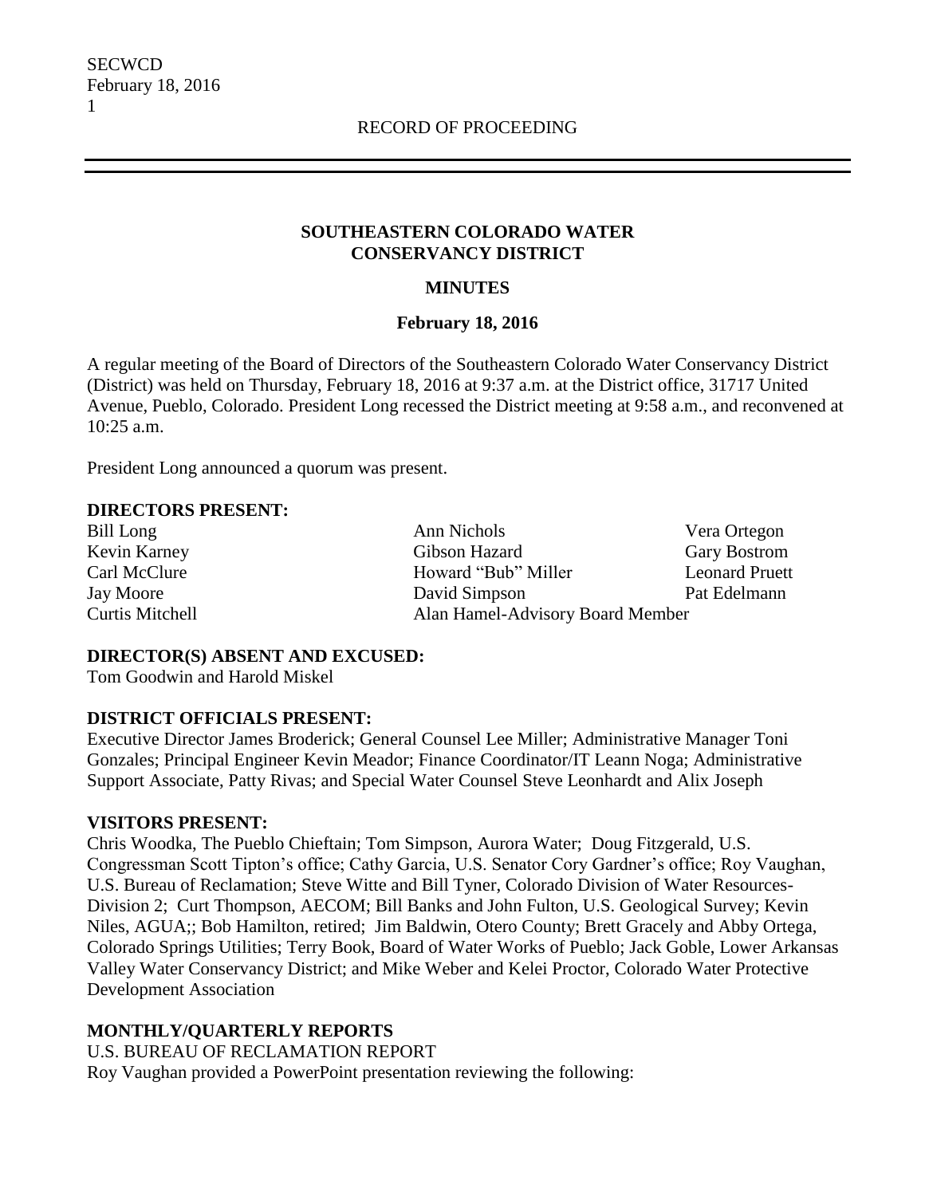RECORD OF PROCEEDING

**SOUTHEASTERN COLORADO WATER CONSERVANCY DISTRICT**

**MINUTES**

**February 18, 2016**

A regular meeting of the Board of Directors of the Southeastern Colorado Water Conservancy District (District) was held on Thursday, February 18, 2016 at 9:37 a.m. at the District office, 31717 United Avenue, Pueblo, Colorado. President Long recessed the District meeting at 9:58 a.m., and reconvened at 10:25 a.m.

President Long announced a quorum was present.

**DIRECTORS PRESENT:**

Bill Long
Kevin Karney
Carl McClure
Jay Moore
Curtis Mitchell
Ann Nichols
Gibson Hazard
Howard "Bub" Miller
David Simpson
Alan Hamel-Advisory Board Member
Vera Ortegon
Gary Bostrom
Leonard Pruett
Pat Edelmann

**DIRECTOR(S) ABSENT AND EXCUSED:**

Tom Goodwin and Harold Miskel

**DISTRICT OFFICIALS PRESENT:**

Executive Director James Broderick; General Counsel Lee Miller; Administrative Manager Toni Gonzales; Principal Engineer Kevin Meador; Finance Coordinator/IT Leann Noga; Administrative Support Associate, Patty Rivas; and Special Water Counsel Steve Leonhardt and Alix Joseph

**VISITORS PRESENT:**

Chris Woodka, The Pueblo Chieftain; Tom Simpson, Aurora Water; Doug Fitzgerald, U.S. Congressman Scott Tipton's office; Cathy Garcia, U.S. Senator Cory Gardner's office; Roy Vaughan, U.S. Bureau of Reclamation; Steve Witte and Bill Tyner, Colorado Division of Water Resources-Division 2; Curt Thompson, AECOM; Bill Banks and John Fulton, U.S. Geological Survey; Kevin Niles, AGUA;; Bob Hamilton, retired; Jim Baldwin, Otero County; Brett Gracely and Abby Ortega, Colorado Springs Utilities; Terry Book, Board of Water Works of Pueblo; Jack Goble, Lower Arkansas Valley Water Conservancy District; and Mike Weber and Kelei Proctor, Colorado Water Protective Development Association

**MONTHLY/QUARTERLY REPORTS**

U.S. BUREAU OF RECLAMATION REPORT

Roy Vaughan provided a PowerPoint presentation reviewing the following: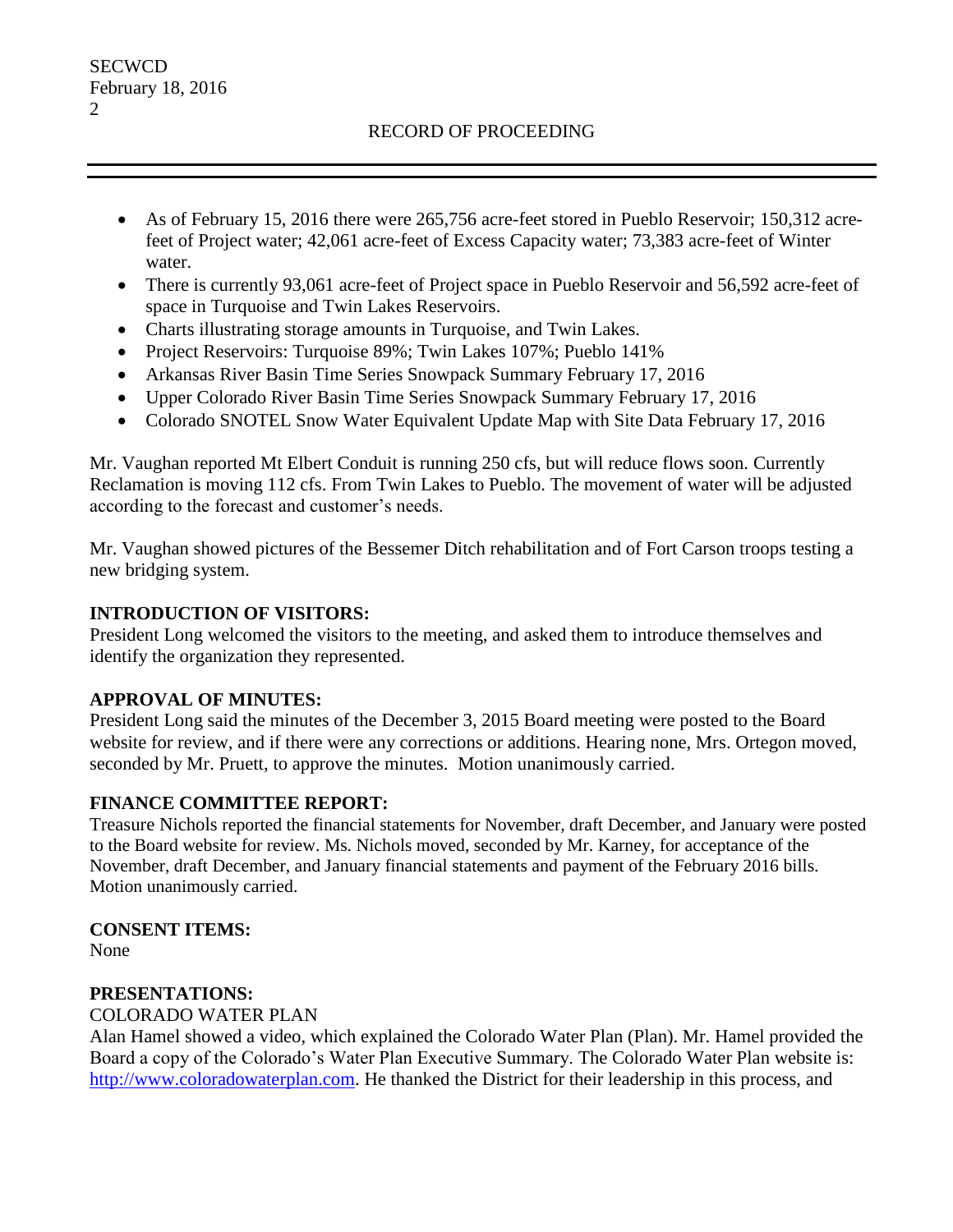- As of February 15, 2016 there were 265,756 acre-feet stored in Pueblo Reservoir; 150,312 acre-feet of Project water; 42,061 acre-feet of Excess Capacity water; 73,383 acre-feet of Winter water.
- There is currently 93,061 acre-feet of Project space in Pueblo Reservoir and 56,592 acre-feet of space in Turquoise and Twin Lakes Reservoirs.
- Charts illustrating storage amounts in Turquoise, and Twin Lakes.
- Project Reservoirs: Turquoise 89%; Twin Lakes 107%; Pueblo 141%
- Arkansas River Basin Time Series Snowpack Summary February 17, 2016
- Upper Colorado River Basin Time Series Snowpack Summary February 17, 2016
- Colorado SNOTEL Snow Water Equivalent Update Map with Site Data February 17, 2016

Mr. Vaughan reported Mt Elbert Conduit is running 250 cfs, but will reduce flows soon. Currently Reclamation is moving 112 cfs. From Twin Lakes to Pueblo. The movement of water will be adjusted according to the forecast and customer's needs.

Mr. Vaughan showed pictures of the Bessemer Ditch rehabilitation and of Fort Carson troops testing a new bridging system.

**INTRODUCTION OF VISITORS:**
President Long welcomed the visitors to the meeting, and asked them to introduce themselves and identify the organization they represented.

**APPROVAL OF MINUTES:**
President Long said the minutes of the December 3, 2015 Board meeting were posted to the Board website for review, and if there were any corrections or additions. Hearing none, Mrs. Ortegon moved, seconded by Mr. Pruett, to approve the minutes. Motion unanimously carried.

**FINANCE COMMITTEE REPORT:**
Treasure Nichols reported the financial statements for November, draft December, and January were posted to the Board website for review. Ms. Nichols moved, seconded by Mr. Karney, for acceptance of the November, draft December, and January financial statements and payment of the February 2016 bills. Motion unanimously carried.

**CONSENT ITEMS:**
None

**PRESENTATIONS:**
COLORADO WATER PLAN
Alan Hamel showed a video, which explained the Colorado Water Plan (Plan). Mr. Hamel provided the Board a copy of the Colorado's Water Plan Executive Summary. The Colorado Water Plan website is: http://www.coloradowaterplan.com. He thanked the District for their leadership in this process, and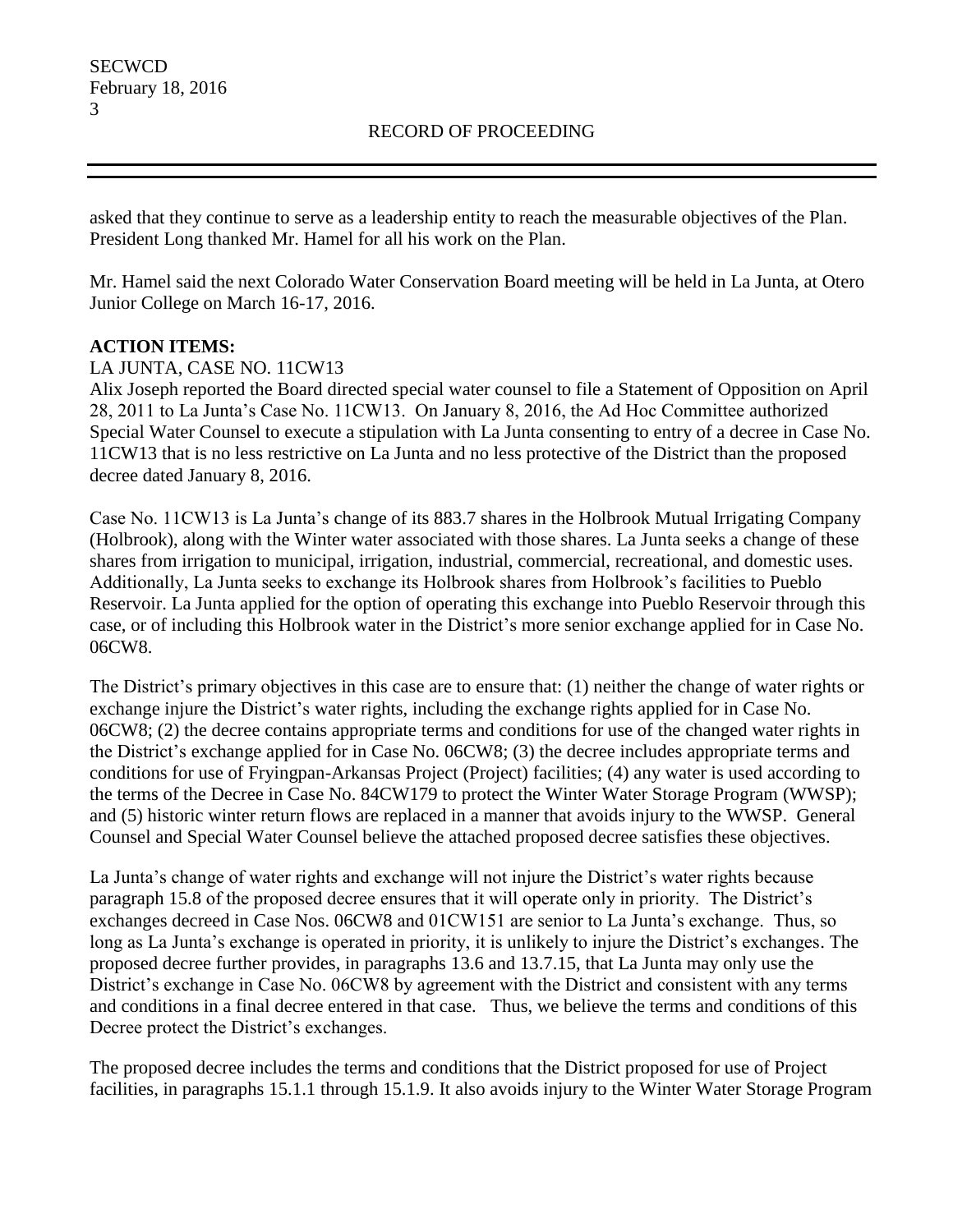asked that they continue to serve as a leadership entity to reach the measurable objectives of the Plan. President Long thanked Mr. Hamel for all his work on the Plan.

Mr. Hamel said the next Colorado Water Conservation Board meeting will be held in La Junta, at Otero Junior College on March 16-17, 2016.

**ACTION ITEMS:**

LA JUNTA, CASE NO. 11CW13

Alix Joseph reported the Board directed special water counsel to file a Statement of Opposition on April 28, 2011 to La Junta's Case No. 11CW13. On January 8, 2016, the Ad Hoc Committee authorized Special Water Counsel to execute a stipulation with La Junta consenting to entry of a decree in Case No. 11CW13 that is no less restrictive on La Junta and no less protective of the District than the proposed decree dated January 8, 2016.

Case No. 11CW13 is La Junta's change of its 883.7 shares in the Holbrook Mutual Irrigating Company (Holbrook), along with the Winter water associated with those shares. La Junta seeks a change of these shares from irrigation to municipal, irrigation, industrial, commercial, recreational, and domestic uses. Additionally, La Junta seeks to exchange its Holbrook shares from Holbrook's facilities to Pueblo Reservoir. La Junta applied for the option of operating this exchange into Pueblo Reservoir through this case, or of including this Holbrook water in the District's more senior exchange applied for in Case No. 06CW8.

The District's primary objectives in this case are to ensure that: (1) neither the change of water rights or exchange injure the District's water rights, including the exchange rights applied for in Case No. 06CW8; (2) the decree contains appropriate terms and conditions for use of the changed water rights in the District's exchange applied for in Case No. 06CW8; (3) the decree includes appropriate terms and conditions for use of Fryingpan-Arkansas Project (Project) facilities; (4) any water is used according to the terms of the Decree in Case No. 84CW179 to protect the Winter Water Storage Program (WWSP); and (5) historic winter return flows are replaced in a manner that avoids injury to the WWSP. General Counsel and Special Water Counsel believe the attached proposed decree satisfies these objectives.

La Junta's change of water rights and exchange will not injure the District's water rights because paragraph 15.8 of the proposed decree ensures that it will operate only in priority. The District's exchanges decreed in Case Nos. 06CW8 and 01CW151 are senior to La Junta's exchange. Thus, so long as La Junta's exchange is operated in priority, it is unlikely to injure the District's exchanges. The proposed decree further provides, in paragraphs 13.6 and 13.7.15, that La Junta may only use the District's exchange in Case No. 06CW8 by agreement with the District and consistent with any terms and conditions in a final decree entered in that case. Thus, we believe the terms and conditions of this Decree protect the District's exchanges.

The proposed decree includes the terms and conditions that the District proposed for use of Project facilities, in paragraphs 15.1.1 through 15.1.9. It also avoids injury to the Winter Water Storage Program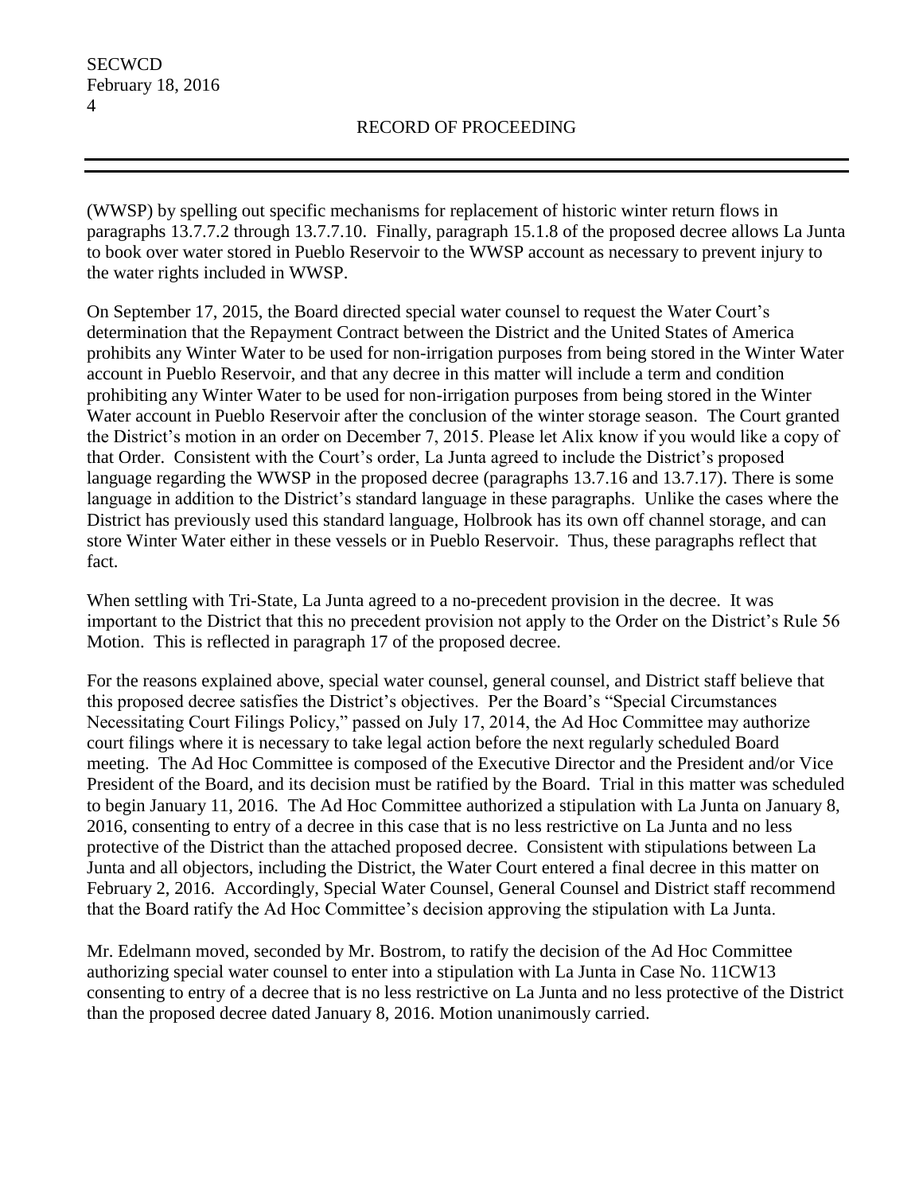(WWSP) by spelling out specific mechanisms for replacement of historic winter return flows in paragraphs 13.7.7.2 through 13.7.7.10. Finally, paragraph 15.1.8 of the proposed decree allows La Junta to book over water stored in Pueblo Reservoir to the WWSP account as necessary to prevent injury to the water rights included in WWSP.

On September 17, 2015, the Board directed special water counsel to request the Water Court's determination that the Repayment Contract between the District and the United States of America prohibits any Winter Water to be used for non-irrigation purposes from being stored in the Winter Water account in Pueblo Reservoir, and that any decree in this matter will include a term and condition prohibiting any Winter Water to be used for non-irrigation purposes from being stored in the Winter Water account in Pueblo Reservoir after the conclusion of the winter storage season. The Court granted the District's motion in an order on December 7, 2015. Please let Alix know if you would like a copy of that Order. Consistent with the Court's order, La Junta agreed to include the District's proposed language regarding the WWSP in the proposed decree (paragraphs 13.7.16 and 13.7.17). There is some language in addition to the District's standard language in these paragraphs. Unlike the cases where the District has previously used this standard language, Holbrook has its own off channel storage, and can store Winter Water either in these vessels or in Pueblo Reservoir. Thus, these paragraphs reflect that fact.

When settling with Tri-State, La Junta agreed to a no-precedent provision in the decree. It was important to the District that this no precedent provision not apply to the Order on the District's Rule 56 Motion. This is reflected in paragraph 17 of the proposed decree.

For the reasons explained above, special water counsel, general counsel, and District staff believe that this proposed decree satisfies the District's objectives. Per the Board's "Special Circumstances Necessitating Court Filings Policy," passed on July 17, 2014, the Ad Hoc Committee may authorize court filings where it is necessary to take legal action before the next regularly scheduled Board meeting. The Ad Hoc Committee is composed of the Executive Director and the President and/or Vice President of the Board, and its decision must be ratified by the Board. Trial in this matter was scheduled to begin January 11, 2016. The Ad Hoc Committee authorized a stipulation with La Junta on January 8, 2016, consenting to entry of a decree in this case that is no less restrictive on La Junta and no less protective of the District than the attached proposed decree. Consistent with stipulations between La Junta and all objectors, including the District, the Water Court entered a final decree in this matter on February 2, 2016. Accordingly, Special Water Counsel, General Counsel and District staff recommend that the Board ratify the Ad Hoc Committee's decision approving the stipulation with La Junta.

Mr. Edelmann moved, seconded by Mr. Bostrom, to ratify the decision of the Ad Hoc Committee authorizing special water counsel to enter into a stipulation with La Junta in Case No. 11CW13 consenting to entry of a decree that is no less restrictive on La Junta and no less protective of the District than the proposed decree dated January 8, 2016. Motion unanimously carried.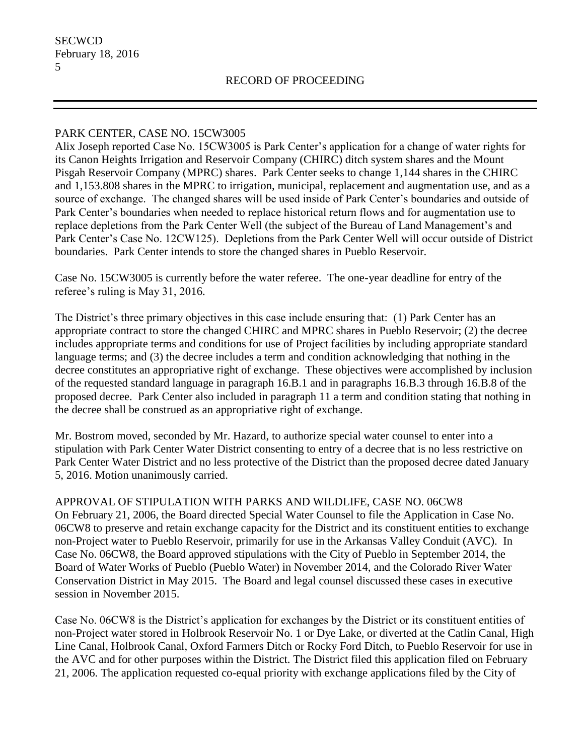## PARK CENTER, CASE NO. 15CW3005

Alix Joseph reported Case No. 15CW3005 is Park Center's application for a change of water rights for its Canon Heights Irrigation and Reservoir Company (CHIRC) ditch system shares and the Mount Pisgah Reservoir Company (MPRC) shares. Park Center seeks to change 1,144 shares in the CHIRC and 1,153.808 shares in the MPRC to irrigation, municipal, replacement and augmentation use, and as a source of exchange. The changed shares will be used inside of Park Center's boundaries and outside of Park Center's boundaries when needed to replace historical return flows and for augmentation use to replace depletions from the Park Center Well (the subject of the Bureau of Land Management's and Park Center's Case No. 12CW125). Depletions from the Park Center Well will occur outside of District boundaries. Park Center intends to store the changed shares in Pueblo Reservoir.

Case No. 15CW3005 is currently before the water referee. The one-year deadline for entry of the referee's ruling is May 31, 2016.

The District's three primary objectives in this case include ensuring that: (1) Park Center has an appropriate contract to store the changed CHIRC and MPRC shares in Pueblo Reservoir; (2) the decree includes appropriate terms and conditions for use of Project facilities by including appropriate standard language terms; and (3) the decree includes a term and condition acknowledging that nothing in the decree constitutes an appropriative right of exchange. These objectives were accomplished by inclusion of the requested standard language in paragraph 16.B.1 and in paragraphs 16.B.3 through 16.B.8 of the proposed decree. Park Center also included in paragraph 11 a term and condition stating that nothing in the decree shall be construed as an appropriative right of exchange.

Mr. Bostrom moved, seconded by Mr. Hazard, to authorize special water counsel to enter into a stipulation with Park Center Water District consenting to entry of a decree that is no less restrictive on Park Center Water District and no less protective of the District than the proposed decree dated January 5, 2016. Motion unanimously carried.

## APPROVAL OF STIPULATION WITH PARKS AND WILDLIFE, CASE NO. 06CW8

On February 21, 2006, the Board directed Special Water Counsel to file the Application in Case No. 06CW8 to preserve and retain exchange capacity for the District and its constituent entities to exchange non-Project water to Pueblo Reservoir, primarily for use in the Arkansas Valley Conduit (AVC). In Case No. 06CW8, the Board approved stipulations with the City of Pueblo in September 2014, the Board of Water Works of Pueblo (Pueblo Water) in November 2014, and the Colorado River Water Conservation District in May 2015. The Board and legal counsel discussed these cases in executive session in November 2015.

Case No. 06CW8 is the District's application for exchanges by the District or its constituent entities of non-Project water stored in Holbrook Reservoir No. 1 or Dye Lake, or diverted at the Catlin Canal, High Line Canal, Holbrook Canal, Oxford Farmers Ditch or Rocky Ford Ditch, to Pueblo Reservoir for use in the AVC and for other purposes within the District. The District filed this application filed on February 21, 2006. The application requested co-equal priority with exchange applications filed by the City of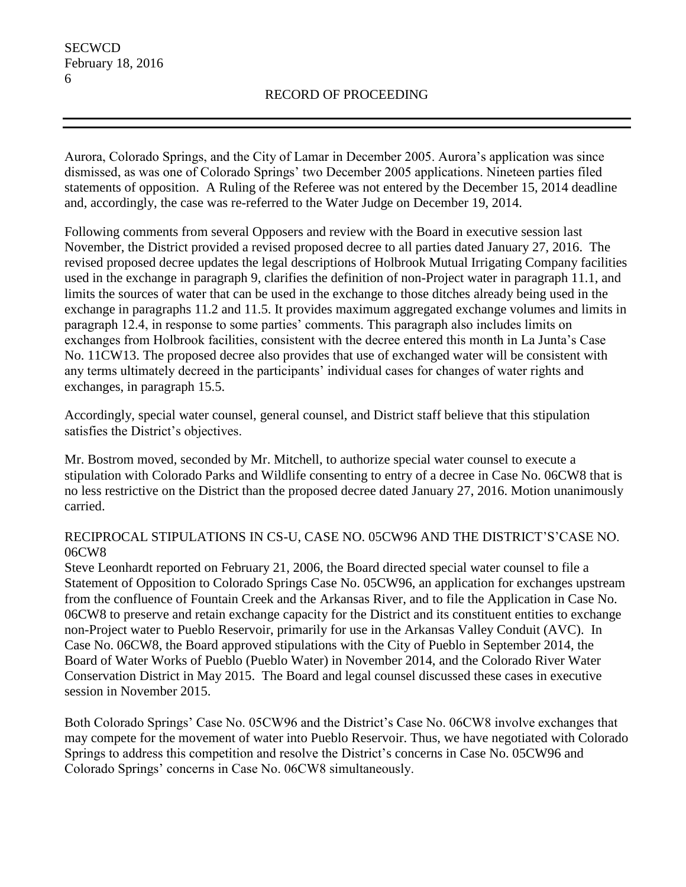Aurora, Colorado Springs, and the City of Lamar in December 2005. Aurora's application was since dismissed, as was one of Colorado Springs' two December 2005 applications. Nineteen parties filed statements of opposition. A Ruling of the Referee was not entered by the December 15, 2014 deadline and, accordingly, the case was re-referred to the Water Judge on December 19, 2014.

Following comments from several Opposers and review with the Board in executive session last November, the District provided a revised proposed decree to all parties dated January 27, 2016. The revised proposed decree updates the legal descriptions of Holbrook Mutual Irrigating Company facilities used in the exchange in paragraph 9, clarifies the definition of non-Project water in paragraph 11.1, and limits the sources of water that can be used in the exchange to those ditches already being used in the exchange in paragraphs 11.2 and 11.5. It provides maximum aggregated exchange volumes and limits in paragraph 12.4, in response to some parties' comments. This paragraph also includes limits on exchanges from Holbrook facilities, consistent with the decree entered this month in La Junta's Case No. 11CW13. The proposed decree also provides that use of exchanged water will be consistent with any terms ultimately decreed in the participants' individual cases for changes of water rights and exchanges, in paragraph 15.5.

Accordingly, special water counsel, general counsel, and District staff believe that this stipulation satisfies the District's objectives.

Mr. Bostrom moved, seconded by Mr. Mitchell, to authorize special water counsel to execute a stipulation with Colorado Parks and Wildlife consenting to entry of a decree in Case No. 06CW8 that is no less restrictive on the District than the proposed decree dated January 27, 2016. Motion unanimously carried.

RECIPROCAL STIPULATIONS IN CS-U, CASE NO. 05CW96 AND THE DISTRICT'S'CASE NO. 06CW8

Steve Leonhardt reported on February 21, 2006, the Board directed special water counsel to file a Statement of Opposition to Colorado Springs Case No. 05CW96, an application for exchanges upstream from the confluence of Fountain Creek and the Arkansas River, and to file the Application in Case No. 06CW8 to preserve and retain exchange capacity for the District and its constituent entities to exchange non-Project water to Pueblo Reservoir, primarily for use in the Arkansas Valley Conduit (AVC). In Case No. 06CW8, the Board approved stipulations with the City of Pueblo in September 2014, the Board of Water Works of Pueblo (Pueblo Water) in November 2014, and the Colorado River Water Conservation District in May 2015. The Board and legal counsel discussed these cases in executive session in November 2015.

Both Colorado Springs' Case No. 05CW96 and the District's Case No. 06CW8 involve exchanges that may compete for the movement of water into Pueblo Reservoir. Thus, we have negotiated with Colorado Springs to address this competition and resolve the District's concerns in Case No. 05CW96 and Colorado Springs' concerns in Case No. 06CW8 simultaneously.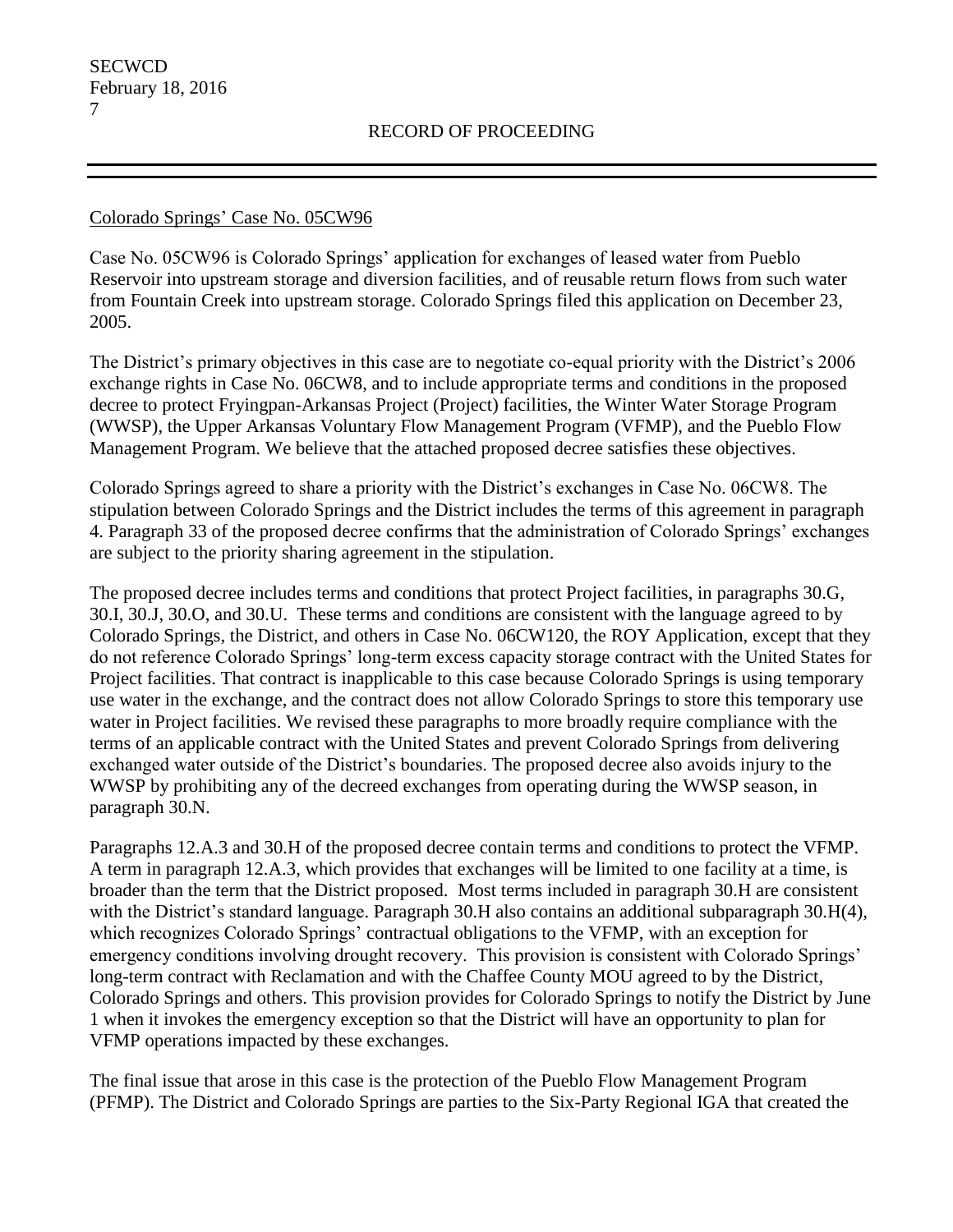Colorado Springs' Case No. 05CW96

Case No. 05CW96 is Colorado Springs' application for exchanges of leased water from Pueblo Reservoir into upstream storage and diversion facilities, and of reusable return flows from such water from Fountain Creek into upstream storage. Colorado Springs filed this application on December 23, 2005.

The District's primary objectives in this case are to negotiate co-equal priority with the District's 2006 exchange rights in Case No. 06CW8, and to include appropriate terms and conditions in the proposed decree to protect Fryingpan-Arkansas Project (Project) facilities, the Winter Water Storage Program (WWSP), the Upper Arkansas Voluntary Flow Management Program (VFMP), and the Pueblo Flow Management Program. We believe that the attached proposed decree satisfies these objectives.

Colorado Springs agreed to share a priority with the District's exchanges in Case No. 06CW8. The stipulation between Colorado Springs and the District includes the terms of this agreement in paragraph 4. Paragraph 33 of the proposed decree confirms that the administration of Colorado Springs' exchanges are subject to the priority sharing agreement in the stipulation.

The proposed decree includes terms and conditions that protect Project facilities, in paragraphs 30.G, 30.I, 30.J, 30.O, and 30.U. These terms and conditions are consistent with the language agreed to by Colorado Springs, the District, and others in Case No. 06CW120, the ROY Application, except that they do not reference Colorado Springs' long-term excess capacity storage contract with the United States for Project facilities. That contract is inapplicable to this case because Colorado Springs is using temporary use water in the exchange, and the contract does not allow Colorado Springs to store this temporary use water in Project facilities. We revised these paragraphs to more broadly require compliance with the terms of an applicable contract with the United States and prevent Colorado Springs from delivering exchanged water outside of the District's boundaries. The proposed decree also avoids injury to the WWSP by prohibiting any of the decreed exchanges from operating during the WWSP season, in paragraph 30.N.

Paragraphs 12.A.3 and 30.H of the proposed decree contain terms and conditions to protect the VFMP. A term in paragraph 12.A.3, which provides that exchanges will be limited to one facility at a time, is broader than the term that the District proposed. Most terms included in paragraph 30.H are consistent with the District's standard language. Paragraph 30.H also contains an additional subparagraph 30.H(4), which recognizes Colorado Springs' contractual obligations to the VFMP, with an exception for emergency conditions involving drought recovery. This provision is consistent with Colorado Springs' long-term contract with Reclamation and with the Chaffee County MOU agreed to by the District, Colorado Springs and others. This provision provides for Colorado Springs to notify the District by June 1 when it invokes the emergency exception so that the District will have an opportunity to plan for VFMP operations impacted by these exchanges.

The final issue that arose in this case is the protection of the Pueblo Flow Management Program (PFMP). The District and Colorado Springs are parties to the Six-Party Regional IGA that created the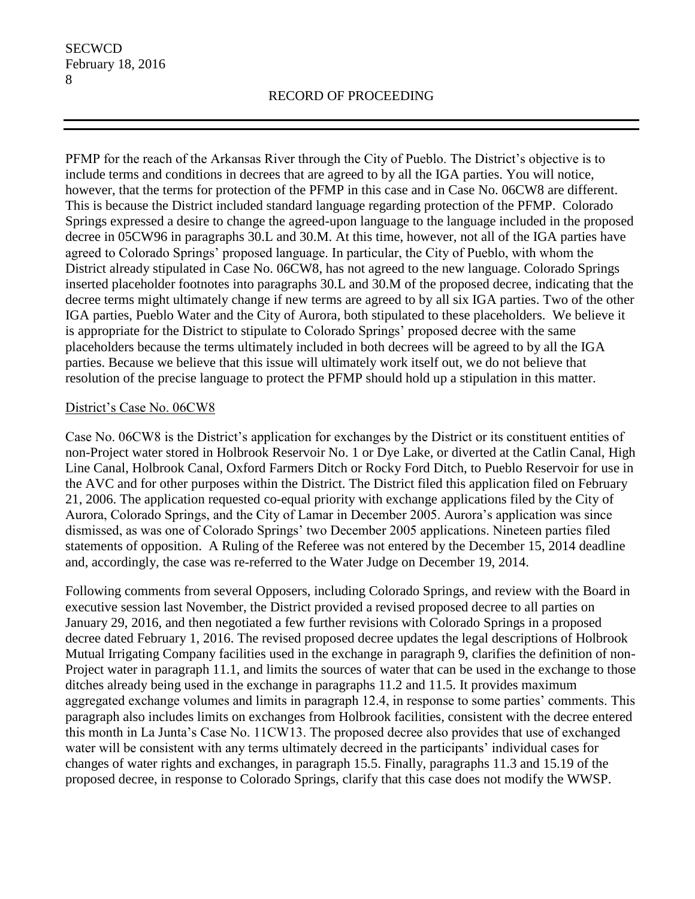PFMP for the reach of the Arkansas River through the City of Pueblo. The District's objective is to include terms and conditions in decrees that are agreed to by all the IGA parties. You will notice, however, that the terms for protection of the PFMP in this case and in Case No. 06CW8 are different. This is because the District included standard language regarding protection of the PFMP. Colorado Springs expressed a desire to change the agreed-upon language to the language included in the proposed decree in 05CW96 in paragraphs 30.L and 30.M. At this time, however, not all of the IGA parties have agreed to Colorado Springs' proposed language. In particular, the City of Pueblo, with whom the District already stipulated in Case No. 06CW8, has not agreed to the new language. Colorado Springs inserted placeholder footnotes into paragraphs 30.L and 30.M of the proposed decree, indicating that the decree terms might ultimately change if new terms are agreed to by all six IGA parties. Two of the other IGA parties, Pueblo Water and the City of Aurora, both stipulated to these placeholders. We believe it is appropriate for the District to stipulate to Colorado Springs' proposed decree with the same placeholders because the terms ultimately included in both decrees will be agreed to by all the IGA parties. Because we believe that this issue will ultimately work itself out, we do not believe that resolution of the precise language to protect the PFMP should hold up a stipulation in this matter.

District's Case No. 06CW8

Case No. 06CW8 is the District's application for exchanges by the District or its constituent entities of non-Project water stored in Holbrook Reservoir No. 1 or Dye Lake, or diverted at the Catlin Canal, High Line Canal, Holbrook Canal, Oxford Farmers Ditch or Rocky Ford Ditch, to Pueblo Reservoir for use in the AVC and for other purposes within the District. The District filed this application filed on February 21, 2006. The application requested co-equal priority with exchange applications filed by the City of Aurora, Colorado Springs, and the City of Lamar in December 2005. Aurora's application was since dismissed, as was one of Colorado Springs' two December 2005 applications. Nineteen parties filed statements of opposition. A Ruling of the Referee was not entered by the December 15, 2014 deadline and, accordingly, the case was re-referred to the Water Judge on December 19, 2014.

Following comments from several Opposers, including Colorado Springs, and review with the Board in executive session last November, the District provided a revised proposed decree to all parties on January 29, 2016, and then negotiated a few further revisions with Colorado Springs in a proposed decree dated February 1, 2016. The revised proposed decree updates the legal descriptions of Holbrook Mutual Irrigating Company facilities used in the exchange in paragraph 9, clarifies the definition of non-Project water in paragraph 11.1, and limits the sources of water that can be used in the exchange to those ditches already being used in the exchange in paragraphs 11.2 and 11.5. It provides maximum aggregated exchange volumes and limits in paragraph 12.4, in response to some parties' comments. This paragraph also includes limits on exchanges from Holbrook facilities, consistent with the decree entered this month in La Junta's Case No. 11CW13. The proposed decree also provides that use of exchanged water will be consistent with any terms ultimately decreed in the participants' individual cases for changes of water rights and exchanges, in paragraph 15.5. Finally, paragraphs 11.3 and 15.19 of the proposed decree, in response to Colorado Springs, clarify that this case does not modify the WWSP.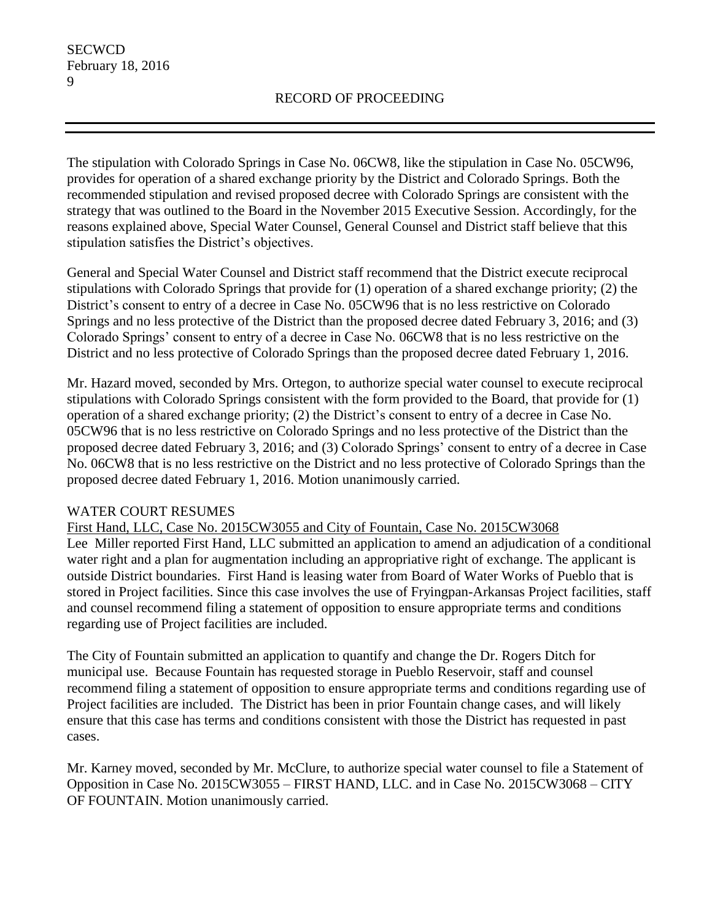The stipulation with Colorado Springs in Case No. 06CW8, like the stipulation in Case No. 05CW96, provides for operation of a shared exchange priority by the District and Colorado Springs. Both the recommended stipulation and revised proposed decree with Colorado Springs are consistent with the strategy that was outlined to the Board in the November 2015 Executive Session. Accordingly, for the reasons explained above, Special Water Counsel, General Counsel and District staff believe that this stipulation satisfies the District's objectives.

General and Special Water Counsel and District staff recommend that the District execute reciprocal stipulations with Colorado Springs that provide for (1) operation of a shared exchange priority; (2) the District's consent to entry of a decree in Case No. 05CW96 that is no less restrictive on Colorado Springs and no less protective of the District than the proposed decree dated February 3, 2016; and (3) Colorado Springs' consent to entry of a decree in Case No. 06CW8 that is no less restrictive on the District and no less protective of Colorado Springs than the proposed decree dated February 1, 2016.

Mr. Hazard moved, seconded by Mrs. Ortegon, to authorize special water counsel to execute reciprocal stipulations with Colorado Springs consistent with the form provided to the Board, that provide for (1) operation of a shared exchange priority; (2) the District's consent to entry of a decree in Case No. 05CW96 that is no less restrictive on Colorado Springs and no less protective of the District than the proposed decree dated February 3, 2016; and (3) Colorado Springs' consent to entry of a decree in Case No. 06CW8 that is no less restrictive on the District and no less protective of Colorado Springs than the proposed decree dated February 1, 2016. Motion unanimously carried.

WATER COURT RESUMES

First Hand, LLC, Case No. 2015CW3055 and City of Fountain, Case No. 2015CW3068

Lee Miller reported First Hand, LLC submitted an application to amend an adjudication of a conditional water right and a plan for augmentation including an appropriative right of exchange. The applicant is outside District boundaries. First Hand is leasing water from Board of Water Works of Pueblo that is stored in Project facilities. Since this case involves the use of Fryingpan-Arkansas Project facilities, staff and counsel recommend filing a statement of opposition to ensure appropriate terms and conditions regarding use of Project facilities are included.

The City of Fountain submitted an application to quantify and change the Dr. Rogers Ditch for municipal use. Because Fountain has requested storage in Pueblo Reservoir, staff and counsel recommend filing a statement of opposition to ensure appropriate terms and conditions regarding use of Project facilities are included. The District has been in prior Fountain change cases, and will likely ensure that this case has terms and conditions consistent with those the District has requested in past cases.

Mr. Karney moved, seconded by Mr. McClure, to authorize special water counsel to file a Statement of Opposition in Case No. 2015CW3055 – FIRST HAND, LLC. and in Case No. 2015CW3068 – CITY OF FOUNTAIN. Motion unanimously carried.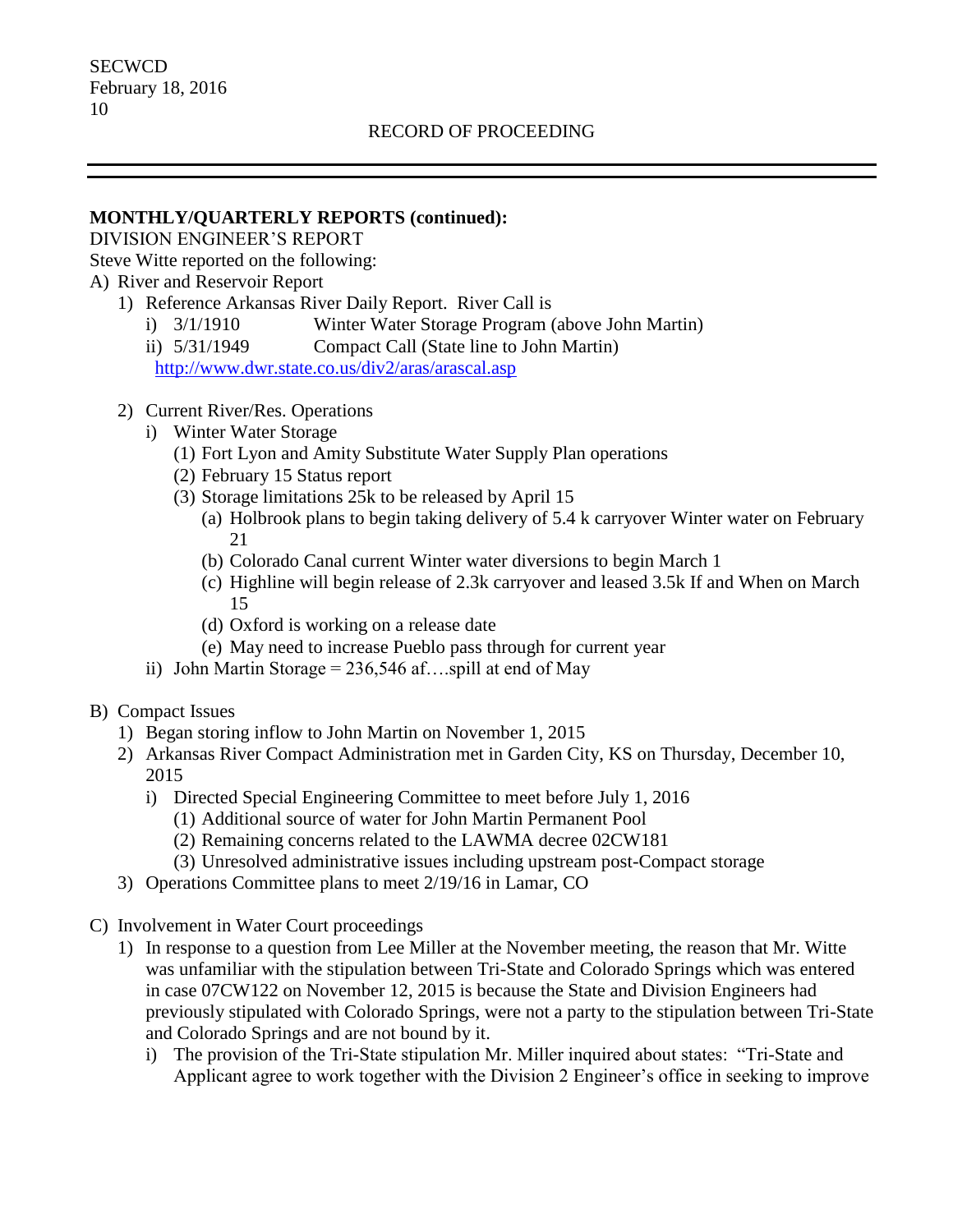RECORD OF PROCEEDING

**MONTHLY/QUARTERLY REPORTS (continued):**

DIVISION ENGINEER'S REPORT

Steve Witte reported on the following:

A) River and Reservoir Report
   1) Reference Arkansas River Daily Report. River Call is
      i) 3/1/1910 Winter Water Storage Program (above John Martin)
      ii) 5/31/1949 Compact Call (State line to John Martin)
      http://www.dwr.state.co.us/div2/aras/arascal.asp
   2) Current River/Res. Operations
      i) Winter Water Storage
         (1) Fort Lyon and Amity Substitute Water Supply Plan operations
         (2) February 15 Status report
         (3) Storage limitations 25k to be released by April 15
            (a) Holbrook plans to begin taking delivery of 5.4 k carryover Winter water on February 21
            (b) Colorado Canal current Winter water diversions to begin March 1
            (c) Highline will begin release of 2.3k carryover and leased 3.5k If and When on March 15
            (d) Oxford is working on a release date
            (e) May need to increase Pueblo pass through for current year
      ii) John Martin Storage = 236,546 af….spill at end of May

B) Compact Issues
   1) Began storing inflow to John Martin on November 1, 2015
   2) Arkansas River Compact Administration met in Garden City, KS on Thursday, December 10, 2015
      i) Directed Special Engineering Committee to meet before July 1, 2016
         (1) Additional source of water for John Martin Permanent Pool
         (2) Remaining concerns related to the LAWMA decree 02CW181
         (3) Unresolved administrative issues including upstream post-Compact storage
   3) Operations Committee plans to meet 2/19/16 in Lamar, CO

C) Involvement in Water Court proceedings
   1) In response to a question from Lee Miller at the November meeting, the reason that Mr. Witte was unfamiliar with the stipulation between Tri-State and Colorado Springs which was entered in case 07CW122 on November 12, 2015 is because the State and Division Engineers had previously stipulated with Colorado Springs, were not a party to the stipulation between Tri-State and Colorado Springs and are not bound by it.
      i) The provision of the Tri-State stipulation Mr. Miller inquired about states: "Tri-State and Applicant agree to work together with the Division 2 Engineer's office in seeking to improve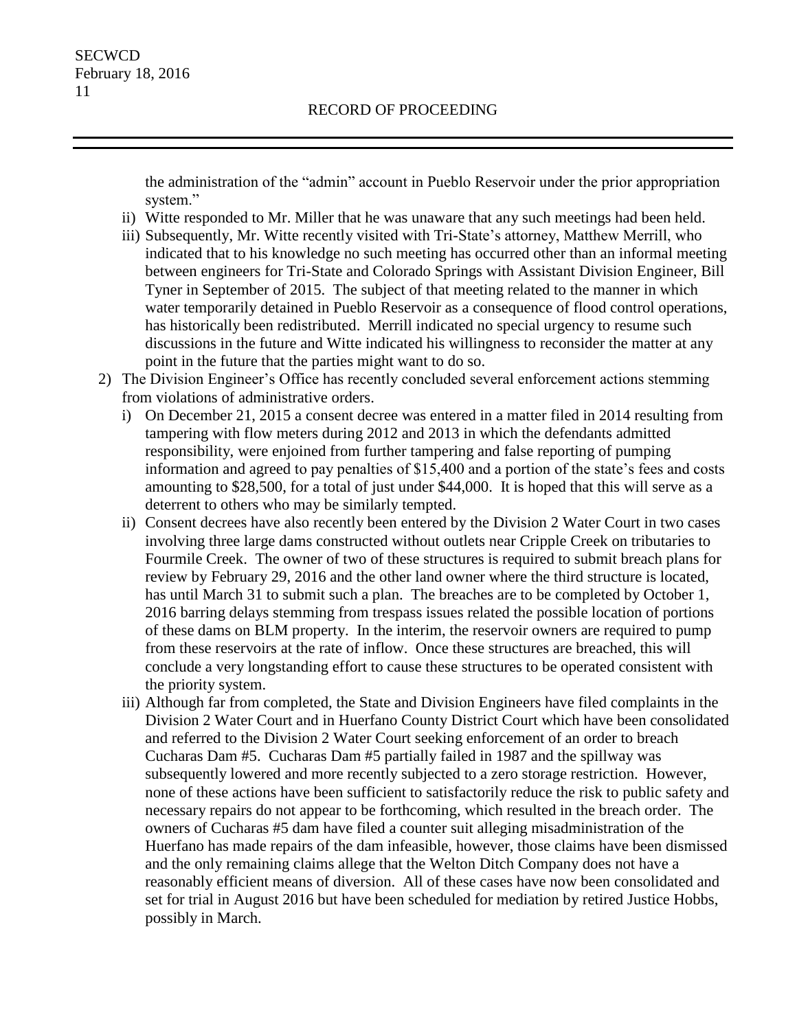the administration of the "admin" account in Pueblo Reservoir under the prior appropriation system."

ii) Witte responded to Mr. Miller that he was unaware that any such meetings had been held.

iii) Subsequently, Mr. Witte recently visited with Tri-State's attorney, Matthew Merrill, who indicated that to his knowledge no such meeting has occurred other than an informal meeting between engineers for Tri-State and Colorado Springs with Assistant Division Engineer, Bill Tyner in September of 2015. The subject of that meeting related to the manner in which water temporarily detained in Pueblo Reservoir as a consequence of flood control operations, has historically been redistributed. Merrill indicated no special urgency to resume such discussions in the future and Witte indicated his willingness to reconsider the matter at any point in the future that the parties might want to do so.

2) The Division Engineer's Office has recently concluded several enforcement actions stemming from violations of administrative orders.

   i) On December 21, 2015 a consent decree was entered in a matter filed in 2014 resulting from tampering with flow meters during 2012 and 2013 in which the defendants admitted responsibility, were enjoined from further tampering and false reporting of pumping information and agreed to pay penalties of $15,400 and a portion of the state's fees and costs amounting to $28,500, for a total of just under $44,000. It is hoped that this will serve as a deterrent to others who may be similarly tempted.

   ii) Consent decrees have also recently been entered by the Division 2 Water Court in two cases involving three large dams constructed without outlets near Cripple Creek on tributaries to Fourmile Creek. The owner of two of these structures is required to submit breach plans for review by February 29, 2016 and the other land owner where the third structure is located, has until March 31 to submit such a plan. The breaches are to be completed by October 1, 2016 barring delays stemming from trespass issues related the possible location of portions of these dams on BLM property. In the interim, the reservoir owners are required to pump from these reservoirs at the rate of inflow. Once these structures are breached, this will conclude a very longstanding effort to cause these structures to be operated consistent with the priority system.

   iii) Although far from completed, the State and Division Engineers have filed complaints in the Division 2 Water Court and in Huerfano County District Court which have been consolidated and referred to the Division 2 Water Court seeking enforcement of an order to breach Cucharas Dam #5. Cucharas Dam #5 partially failed in 1987 and the spillway was subsequently lowered and more recently subjected to a zero storage restriction. However, none of these actions have been sufficient to satisfactorily reduce the risk to public safety and necessary repairs do not appear to be forthcoming, which resulted in the breach order. The owners of Cucharas #5 dam have filed a counter suit alleging misadministration of the Huerfano has made repairs of the dam infeasible, however, those claims have been dismissed and the only remaining claims allege that the Welton Ditch Company does not have a reasonably efficient means of diversion. All of these cases have now been consolidated and set for trial in August 2016 but have been scheduled for mediation by retired Justice Hobbs, possibly in March.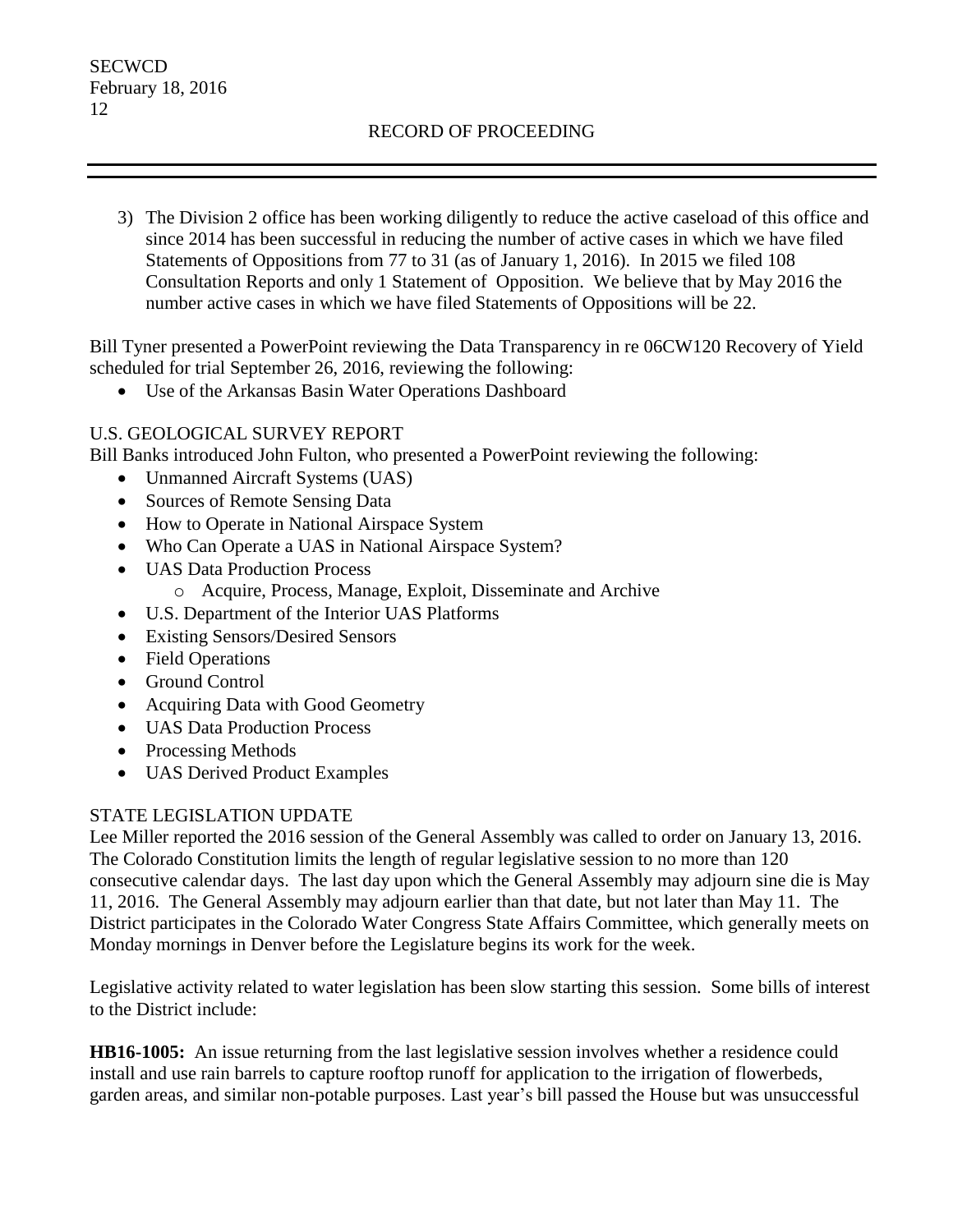3) The Division 2 office has been working diligently to reduce the active caseload of this office and since 2014 has been successful in reducing the number of active cases in which we have filed Statements of Oppositions from 77 to 31 (as of January 1, 2016). In 2015 we filed 108 Consultation Reports and only 1 Statement of Opposition. We believe that by May 2016 the number active cases in which we have filed Statements of Oppositions will be 22.

Bill Tyner presented a PowerPoint reviewing the Data Transparency in re 06CW120 Recovery of Yield scheduled for trial September 26, 2016, reviewing the following:

- Use of the Arkansas Basin Water Operations Dashboard

U.S. GEOLOGICAL SURVEY REPORT

Bill Banks introduced John Fulton, who presented a PowerPoint reviewing the following:

- Unmanned Aircraft Systems (UAS)
- Sources of Remote Sensing Data
- How to Operate in National Airspace System
- Who Can Operate a UAS in National Airspace System?
- UAS Data Production Process
  - Acquire, Process, Manage, Exploit, Disseminate and Archive
- U.S. Department of the Interior UAS Platforms
- Existing Sensors/Desired Sensors
- Field Operations
- Ground Control
- Acquiring Data with Good Geometry
- UAS Data Production Process
- Processing Methods
- UAS Derived Product Examples

STATE LEGISLATION UPDATE

Lee Miller reported the 2016 session of the General Assembly was called to order on January 13, 2016. The Colorado Constitution limits the length of regular legislative session to no more than 120 consecutive calendar days. The last day upon which the General Assembly may adjourn sine die is May 11, 2016. The General Assembly may adjourn earlier than that date, but not later than May 11. The District participates in the Colorado Water Congress State Affairs Committee, which generally meets on Monday mornings in Denver before the Legislature begins its work for the week.

Legislative activity related to water legislation has been slow starting this session. Some bills of interest to the District include:

**HB16-1005:** An issue returning from the last legislative session involves whether a residence could install and use rain barrels to capture rooftop runoff for application to the irrigation of flowerbeds, garden areas, and similar non-potable purposes. Last year's bill passed the House but was unsuccessful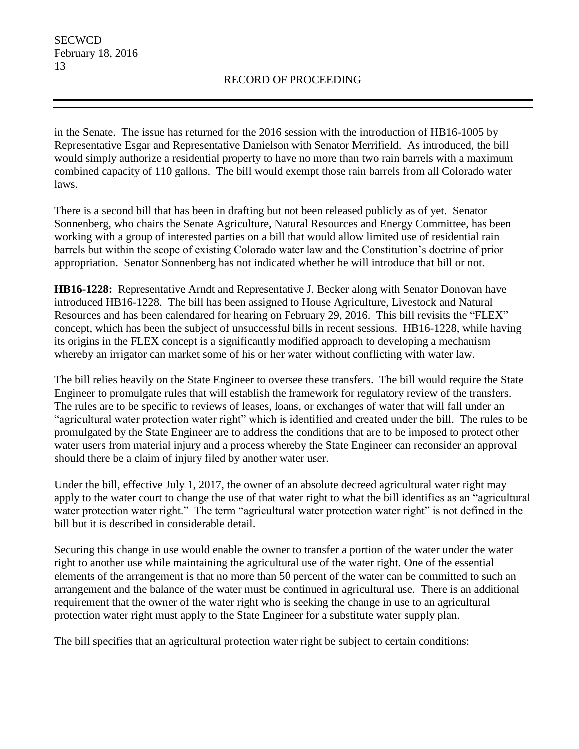in the Senate. The issue has returned for the 2016 session with the introduction of HB16-1005 by Representative Esgar and Representative Danielson with Senator Merrifield. As introduced, the bill would simply authorize a residential property to have no more than two rain barrels with a maximum combined capacity of 110 gallons. The bill would exempt those rain barrels from all Colorado water laws.

There is a second bill that has been in drafting but not been released publicly as of yet. Senator Sonnenberg, who chairs the Senate Agriculture, Natural Resources and Energy Committee, has been working with a group of interested parties on a bill that would allow limited use of residential rain barrels but within the scope of existing Colorado water law and the Constitution's doctrine of prior appropriation. Senator Sonnenberg has not indicated whether he will introduce that bill or not.

**HB16-1228:** Representative Arndt and Representative J. Becker along with Senator Donovan have introduced HB16-1228. The bill has been assigned to House Agriculture, Livestock and Natural Resources and has been calendared for hearing on February 29, 2016. This bill revisits the "FLEX" concept, which has been the subject of unsuccessful bills in recent sessions. HB16-1228, while having its origins in the FLEX concept is a significantly modified approach to developing a mechanism whereby an irrigator can market some of his or her water without conflicting with water law.

The bill relies heavily on the State Engineer to oversee these transfers. The bill would require the State Engineer to promulgate rules that will establish the framework for regulatory review of the transfers. The rules are to be specific to reviews of leases, loans, or exchanges of water that will fall under an "agricultural water protection water right" which is identified and created under the bill. The rules to be promulgated by the State Engineer are to address the conditions that are to be imposed to protect other water users from material injury and a process whereby the State Engineer can reconsider an approval should there be a claim of injury filed by another water user.

Under the bill, effective July 1, 2017, the owner of an absolute decreed agricultural water right may apply to the water court to change the use of that water right to what the bill identifies as an "agricultural water protection water right." The term "agricultural water protection water right" is not defined in the bill but it is described in considerable detail.

Securing this change in use would enable the owner to transfer a portion of the water under the water right to another use while maintaining the agricultural use of the water right. One of the essential elements of the arrangement is that no more than 50 percent of the water can be committed to such an arrangement and the balance of the water must be continued in agricultural use. There is an additional requirement that the owner of the water right who is seeking the change in use to an agricultural protection water right must apply to the State Engineer for a substitute water supply plan.

The bill specifies that an agricultural protection water right be subject to certain conditions: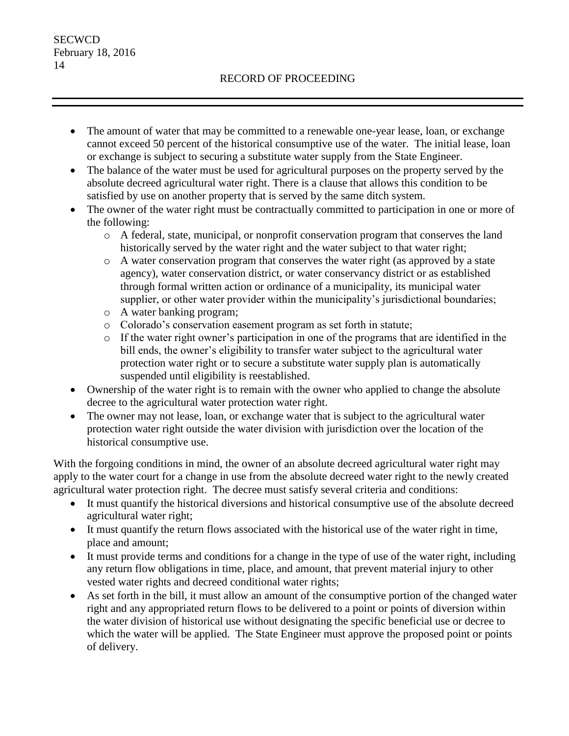- The amount of water that may be committed to a renewable one-year lease, loan, or exchange cannot exceed 50 percent of the historical consumptive use of the water. The initial lease, loan or exchange is subject to securing a substitute water supply from the State Engineer.
- The balance of the water must be used for agricultural purposes on the property served by the absolute decreed agricultural water right. There is a clause that allows this condition to be satisfied by use on another property that is served by the same ditch system.
- The owner of the water right must be contractually committed to participation in one or more of the following:
  - A federal, state, municipal, or nonprofit conservation program that conserves the land historically served by the water right and the water subject to that water right;
  - A water conservation program that conserves the water right (as approved by a state agency), water conservation district, or water conservancy district or as established through formal written action or ordinance of a municipality, its municipal water supplier, or other water provider within the municipality's jurisdictional boundaries;
  - A water banking program;
  - Colorado's conservation easement program as set forth in statute;
  - If the water right owner's participation in one of the programs that are identified in the bill ends, the owner's eligibility to transfer water subject to the agricultural water protection water right or to secure a substitute water supply plan is automatically suspended until eligibility is reestablished.
- Ownership of the water right is to remain with the owner who applied to change the absolute decree to the agricultural water protection water right.
- The owner may not lease, loan, or exchange water that is subject to the agricultural water protection water right outside the water division with jurisdiction over the location of the historical consumptive use.

With the forgoing conditions in mind, the owner of an absolute decreed agricultural water right may apply to the water court for a change in use from the absolute decreed water right to the newly created agricultural water protection right. The decree must satisfy several criteria and conditions:

- It must quantify the historical diversions and historical consumptive use of the absolute decreed agricultural water right;
- It must quantify the return flows associated with the historical use of the water right in time, place and amount;
- It must provide terms and conditions for a change in the type of use of the water right, including any return flow obligations in time, place, and amount, that prevent material injury to other vested water rights and decreed conditional water rights;
- As set forth in the bill, it must allow an amount of the consumptive portion of the changed water right and any appropriated return flows to be delivered to a point or points of diversion within the water division of historical use without designating the specific beneficial use or decree to which the water will be applied. The State Engineer must approve the proposed point or points of delivery.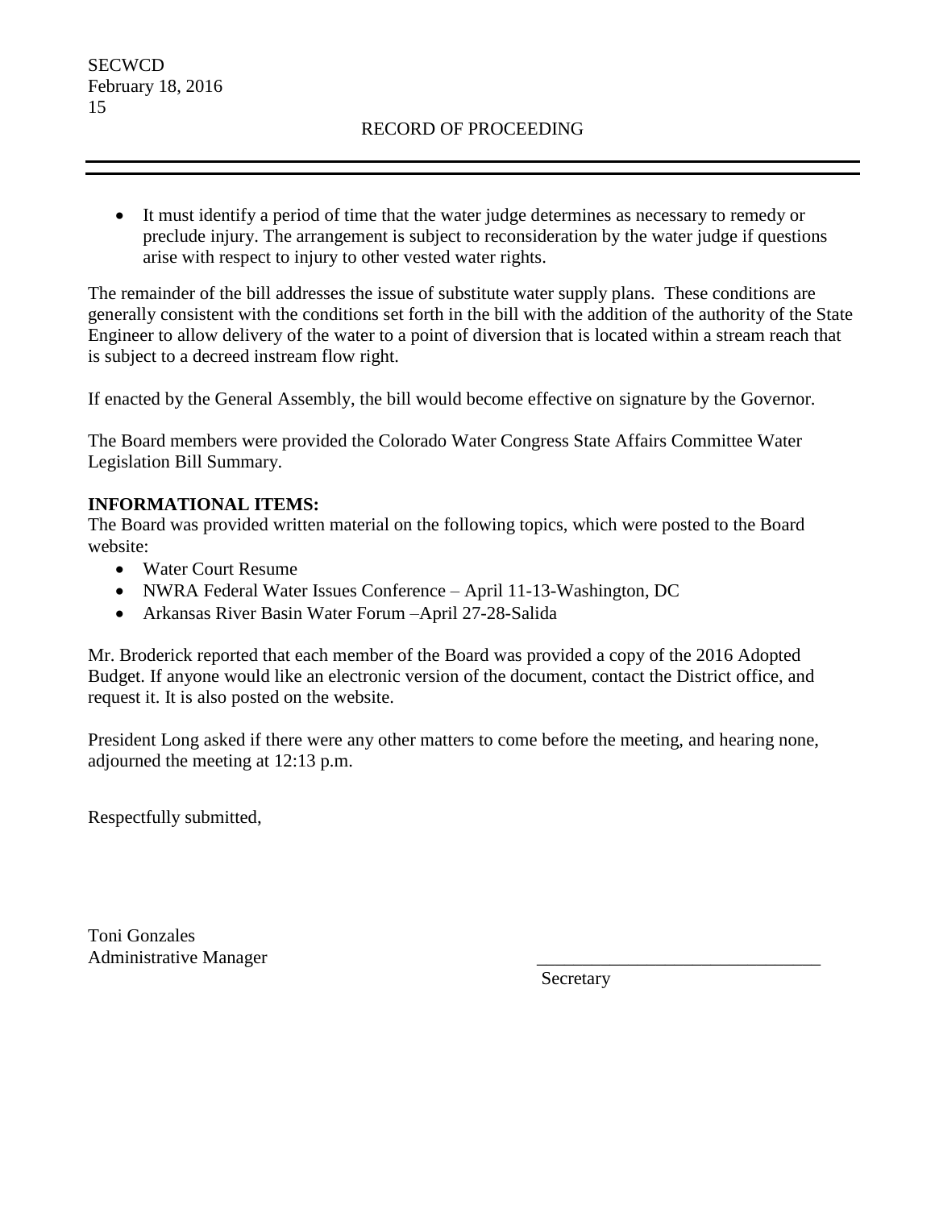- It must identify a period of time that the water judge determines as necessary to remedy or preclude injury. The arrangement is subject to reconsideration by the water judge if questions arise with respect to injury to other vested water rights.

The remainder of the bill addresses the issue of substitute water supply plans. These conditions are generally consistent with the conditions set forth in the bill with the addition of the authority of the State Engineer to allow delivery of the water to a point of diversion that is located within a stream reach that is subject to a decreed instream flow right.

If enacted by the General Assembly, the bill would become effective on signature by the Governor.

The Board members were provided the Colorado Water Congress State Affairs Committee Water Legislation Bill Summary.

**INFORMATIONAL ITEMS:**
The Board was provided written material on the following topics, which were posted to the Board website:

- Water Court Resume
- NWRA Federal Water Issues Conference – April 11-13-Washington, DC
- Arkansas River Basin Water Forum –April 27-28-Salida

Mr. Broderick reported that each member of the Board was provided a copy of the 2016 Adopted Budget. If anyone would like an electronic version of the document, contact the District office, and request it. It is also posted on the website.

President Long asked if there were any other matters to come before the meeting, and hearing none, adjourned the meeting at 12:13 p.m.

Respectfully submitted,

Toni Gonzales
Administrative Manager

\_\_\_\_\_\_\_\_\_\_\_\_\_\_\_\_\_\_\_\_\_\_\_\_\_\_\_\_\_\_\_\_
Secretary